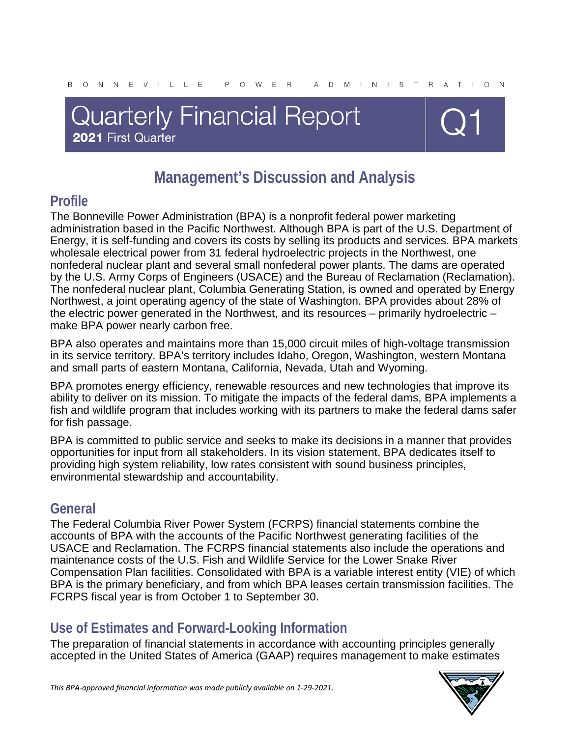BONNEVILLE POWER ADMINISTRATION

# Quarterly Financial Report

**2021** First Quarter

Q1

## Management's Discussion and Analysis

### Profile

The Bonneville Power Administration (BPA) is a nonprofit federal power marketing administration based in the Pacific Northwest. Although BPA is part of the U.S. Department of Energy, it is self-funding and covers its costs by selling its products and services. BPA markets wholesale electrical power from 31 federal hydroelectric projects in the Northwest, one nonfederal nuclear plant and several small nonfederal power plants. The dams are operated by the U.S. Army Corps of Engineers (USACE) and the Bureau of Reclamation (Reclamation). The nonfederal nuclear plant, Columbia Generating Station, is owned and operated by Energy Northwest, a joint operating agency of the state of Washington. BPA provides about 28% of the electric power generated in the Northwest, and its resources – primarily hydroelectric – make BPA power nearly carbon free.

BPA also operates and maintains more than 15,000 circuit miles of high-voltage transmission in its service territory. BPA's territory includes Idaho, Oregon, Washington, western Montana and small parts of eastern Montana, California, Nevada, Utah and Wyoming.

BPA promotes energy efficiency, renewable resources and new technologies that improve its ability to deliver on its mission. To mitigate the impacts of the federal dams, BPA implements a fish and wildlife program that includes working with its partners to make the federal dams safer for fish passage.

BPA is committed to public service and seeks to make its decisions in a manner that provides opportunities for input from all stakeholders. In its vision statement, BPA dedicates itself to providing high system reliability, low rates consistent with sound business principles, environmental stewardship and accountability.

### General

The Federal Columbia River Power System (FCRPS) financial statements combine the accounts of BPA with the accounts of the Pacific Northwest generating facilities of the USACE and Reclamation. The FCRPS financial statements also include the operations and maintenance costs of the U.S. Fish and Wildlife Service for the Lower Snake River Compensation Plan facilities. Consolidated with BPA is a variable interest entity (VIE) of which BPA is the primary beneficiary, and from which BPA leases certain transmission facilities. The FCRPS fiscal year is from October 1 to September 30.

### Use of Estimates and Forward-Looking Information

The preparation of financial statements in accordance with accounting principles generally accepted in the United States of America (GAAP) requires management to make estimates

*This BPA-approved financial information was made publicly available on 1-29-2021.*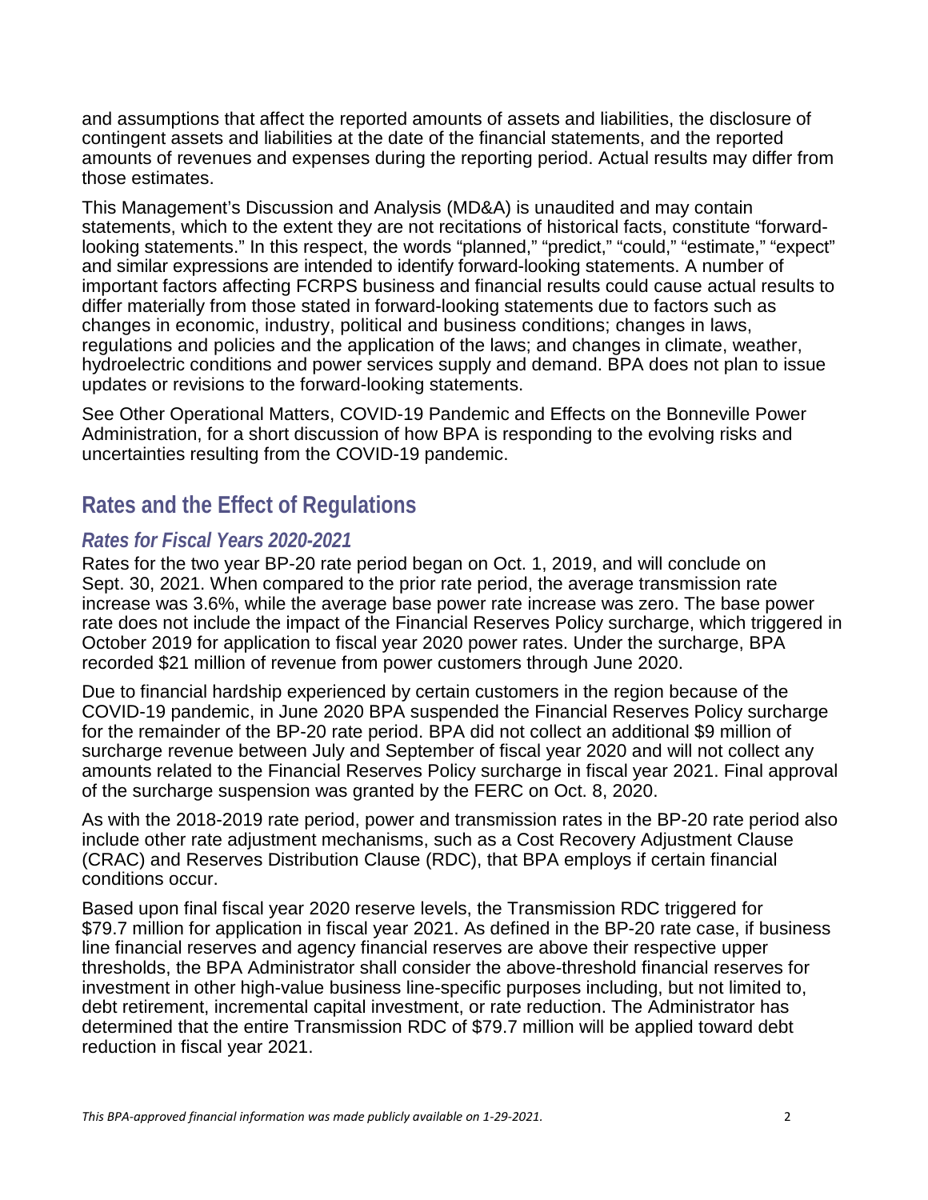and assumptions that affect the reported amounts of assets and liabilities, the disclosure of contingent assets and liabilities at the date of the financial statements, and the reported amounts of revenues and expenses during the reporting period. Actual results may differ from those estimates.

This Management's Discussion and Analysis (MD&A) is unaudited and may contain statements, which to the extent they are not recitations of historical facts, constitute "forward-looking statements." In this respect, the words "planned," "predict," "could," "estimate," "expect" and similar expressions are intended to identify forward-looking statements. A number of important factors affecting FCRPS business and financial results could cause actual results to differ materially from those stated in forward-looking statements due to factors such as changes in economic, industry, political and business conditions; changes in laws, regulations and policies and the application of the laws; and changes in climate, weather, hydroelectric conditions and power services supply and demand. BPA does not plan to issue updates or revisions to the forward-looking statements.

See Other Operational Matters, COVID-19 Pandemic and Effects on the Bonneville Power Administration, for a short discussion of how BPA is responding to the evolving risks and uncertainties resulting from the COVID-19 pandemic.

## Rates and the Effect of Regulations

### *Rates for Fiscal Years 2020-2021*

Rates for the two year BP-20 rate period began on Oct. 1, 2019, and will conclude on Sept. 30, 2021. When compared to the prior rate period, the average transmission rate increase was 3.6%, while the average base power rate increase was zero. The base power rate does not include the impact of the Financial Reserves Policy surcharge, which triggered in October 2019 for application to fiscal year 2020 power rates. Under the surcharge, BPA recorded $21 million of revenue from power customers through June 2020.

Due to financial hardship experienced by certain customers in the region because of the COVID-19 pandemic, in June 2020 BPA suspended the Financial Reserves Policy surcharge for the remainder of the BP-20 rate period. BPA did not collect an additional $9 million of surcharge revenue between July and September of fiscal year 2020 and will not collect any amounts related to the Financial Reserves Policy surcharge in fiscal year 2021. Final approval of the surcharge suspension was granted by the FERC on Oct. 8, 2020.

As with the 2018-2019 rate period, power and transmission rates in the BP-20 rate period also include other rate adjustment mechanisms, such as a Cost Recovery Adjustment Clause (CRAC) and Reserves Distribution Clause (RDC), that BPA employs if certain financial conditions occur.

Based upon final fiscal year 2020 reserve levels, the Transmission RDC triggered for $79.7 million for application in fiscal year 2021. As defined in the BP-20 rate case, if business line financial reserves and agency financial reserves are above their respective upper thresholds, the BPA Administrator shall consider the above-threshold financial reserves for investment in other high-value business line-specific purposes including, but not limited to, debt retirement, incremental capital investment, or rate reduction. The Administrator has determined that the entire Transmission RDC of $79.7 million will be applied toward debt reduction in fiscal year 2021.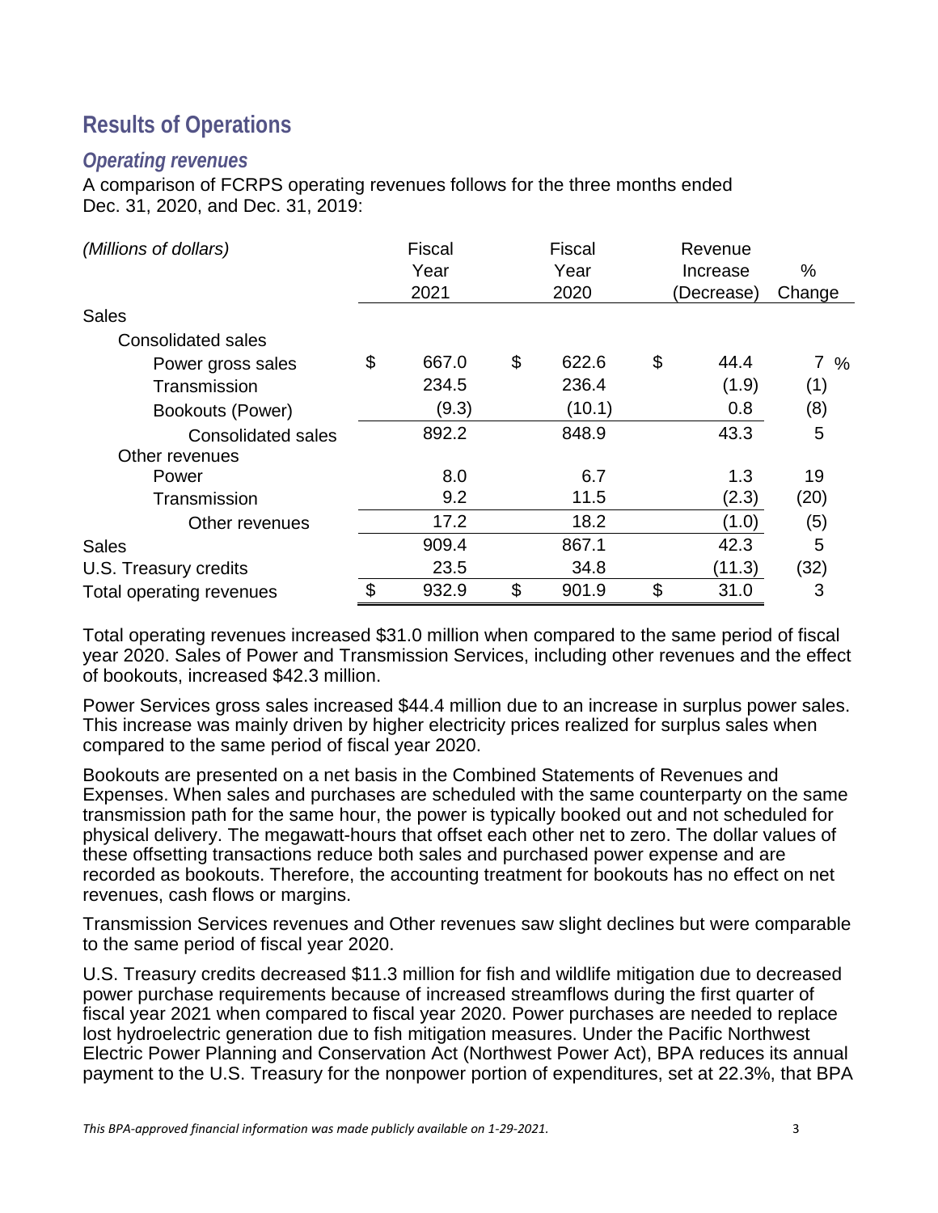## Results of Operations

### *Operating revenues*

A comparison of FCRPS operating revenues follows for the three months ended Dec. 31, 2020, and Dec. 31, 2019:

| *(Millions of dollars)* | Fiscal Year 2021 | Fiscal Year 2020 | Revenue Increase (Decrease) | % Change |
|---|---|---|---|---|
| Sales | | | | |
| Consolidated sales | | | | |
| Power gross sales | $ 667.0 | $ 622.6 | $ 44.4 | 7 % |
| Transmission | 234.5 | 236.4 | (1.9) | (1) |
| Bookouts (Power) | (9.3) | (10.1) | 0.8 | (8) |
| Consolidated sales | 892.2 | 848.9 | 43.3 | 5 |
| Other revenues | | | | |
| Power | 8.0 | 6.7 | 1.3 | 19 |
| Transmission | 9.2 | 11.5 | (2.3) | (20) |
| Other revenues | 17.2 | 18.2 | (1.0) | (5) |
| Sales | 909.4 | 867.1 | 42.3 | 5 |
| U.S. Treasury credits | 23.5 | 34.8 | (11.3) | (32) |
| Total operating revenues | $ 932.9 | $ 901.9 | $ 31.0 | 3 |

Total operating revenues increased $31.0 million when compared to the same period of fiscal year 2020. Sales of Power and Transmission Services, including other revenues and the effect of bookouts, increased $42.3 million.

Power Services gross sales increased $44.4 million due to an increase in surplus power sales. This increase was mainly driven by higher electricity prices realized for surplus sales when compared to the same period of fiscal year 2020.

Bookouts are presented on a net basis in the Combined Statements of Revenues and Expenses. When sales and purchases are scheduled with the same counterparty on the same transmission path for the same hour, the power is typically booked out and not scheduled for physical delivery. The megawatt-hours that offset each other net to zero. The dollar values of these offsetting transactions reduce both sales and purchased power expense and are recorded as bookouts. Therefore, the accounting treatment for bookouts has no effect on net revenues, cash flows or margins.

Transmission Services revenues and Other revenues saw slight declines but were comparable to the same period of fiscal year 2020.

U.S. Treasury credits decreased $11.3 million for fish and wildlife mitigation due to decreased power purchase requirements because of increased streamflows during the first quarter of fiscal year 2021 when compared to fiscal year 2020. Power purchases are needed to replace lost hydroelectric generation due to fish mitigation measures. Under the Pacific Northwest Electric Power Planning and Conservation Act (Northwest Power Act), BPA reduces its annual payment to the U.S. Treasury for the nonpower portion of expenditures, set at 22.3%, that BPA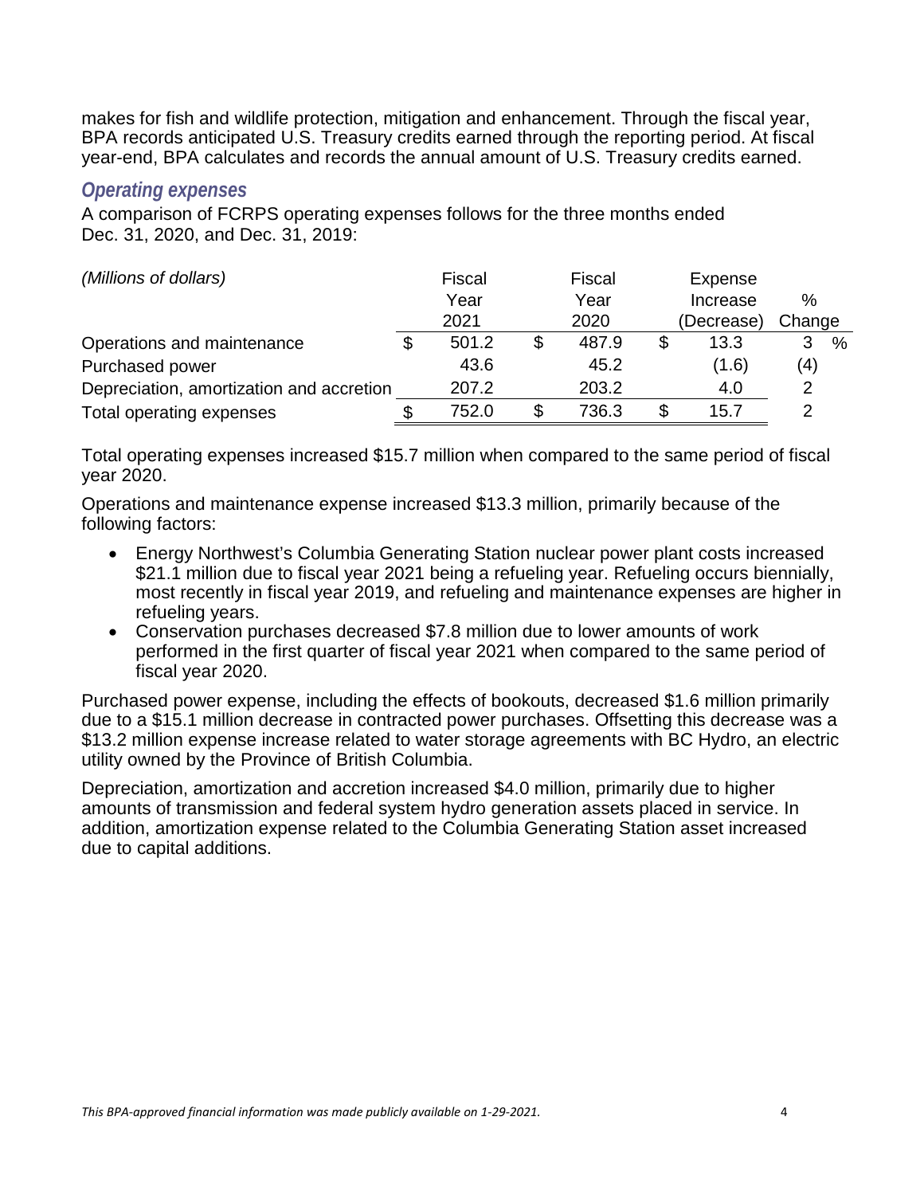makes for fish and wildlife protection, mitigation and enhancement. Through the fiscal year, BPA records anticipated U.S. Treasury credits earned through the reporting period. At fiscal year-end, BPA calculates and records the annual amount of U.S. Treasury credits earned.

### *Operating expenses*

A comparison of FCRPS operating expenses follows for the three months ended Dec. 31, 2020, and Dec. 31, 2019:

| *(Millions of dollars)* | Fiscal Year 2021 | Fiscal Year 2020 | Expense Increase (Decrease) | % Change |
|---|---|---|---|---|
| Operations and maintenance | $ 501.2 | $ 487.9 | $ 13.3 | 3 % |
| Purchased power | 43.6 | 45.2 | (1.6) | (4) |
| Depreciation, amortization and accretion | 207.2 | 203.2 | 4.0 | 2 |
| Total operating expenses | $ 752.0 | $ 736.3 | $ 15.7 | 2 |

Total operating expenses increased $15.7 million when compared to the same period of fiscal year 2020.

Operations and maintenance expense increased $13.3 million, primarily because of the following factors:

- Energy Northwest's Columbia Generating Station nuclear power plant costs increased $21.1 million due to fiscal year 2021 being a refueling year. Refueling occurs biennially, most recently in fiscal year 2019, and refueling and maintenance expenses are higher in refueling years.
- Conservation purchases decreased $7.8 million due to lower amounts of work performed in the first quarter of fiscal year 2021 when compared to the same period of fiscal year 2020.

Purchased power expense, including the effects of bookouts, decreased $1.6 million primarily due to a $15.1 million decrease in contracted power purchases. Offsetting this decrease was a $13.2 million expense increase related to water storage agreements with BC Hydro, an electric utility owned by the Province of British Columbia.

Depreciation, amortization and accretion increased $4.0 million, primarily due to higher amounts of transmission and federal system hydro generation assets placed in service. In addition, amortization expense related to the Columbia Generating Station asset increased due to capital additions.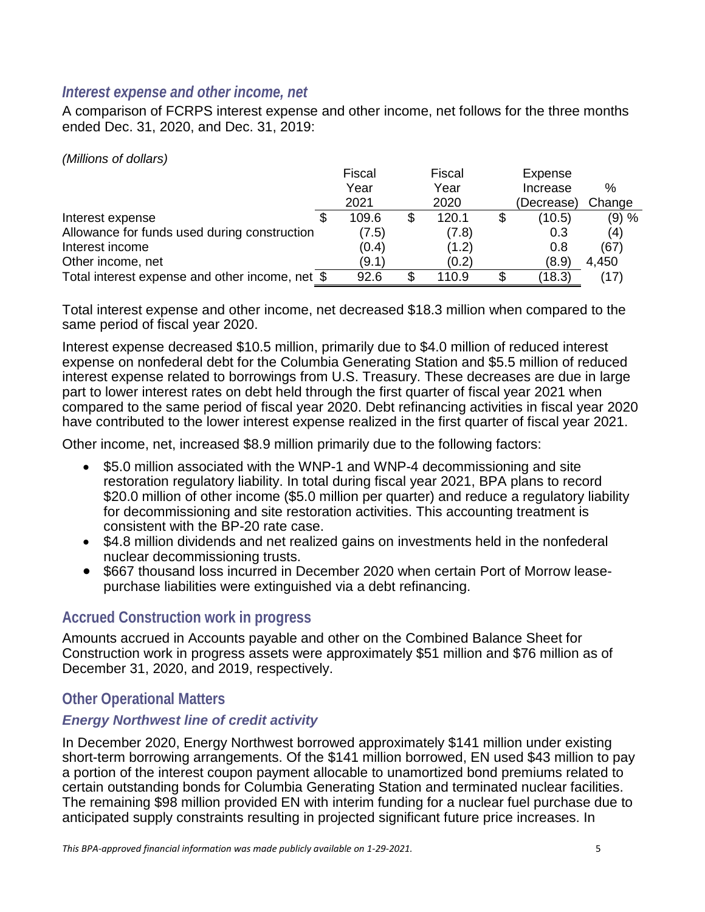### *Interest expense and other income, net*

A comparison of FCRPS interest expense and other income, net follows for the three months ended Dec. 31, 2020, and Dec. 31, 2019:

*(Millions of dollars)*

| | Fiscal Year 2021 | Fiscal Year 2020 | Expense Increase (Decrease) | % Change |
|---|---|---|---|---|
| Interest expense | $ 109.6 | $ 120.1 | $ (10.5) | (9) % |
| Allowance for funds used during construction | (7.5) | (7.8) | 0.3 | (4) |
| Interest income | (0.4) | (1.2) | 0.8 | (67) |
| Other income, net | (9.1) | (0.2) | (8.9) | 4,450 |
| Total interest expense and other income, net | $ 92.6 | $ 110.9 | $ (18.3) | (17) |

Total interest expense and other income, net decreased $18.3 million when compared to the same period of fiscal year 2020.

Interest expense decreased $10.5 million, primarily due to $4.0 million of reduced interest expense on nonfederal debt for the Columbia Generating Station and $5.5 million of reduced interest expense related to borrowings from U.S. Treasury. These decreases are due in large part to lower interest rates on debt held through the first quarter of fiscal year 2021 when compared to the same period of fiscal year 2020. Debt refinancing activities in fiscal year 2020 have contributed to the lower interest expense realized in the first quarter of fiscal year 2021.

Other income, net, increased $8.9 million primarily due to the following factors:

- $5.0 million associated with the WNP-1 and WNP-4 decommissioning and site restoration regulatory liability. In total during fiscal year 2021, BPA plans to record $20.0 million of other income ($5.0 million per quarter) and reduce a regulatory liability for decommissioning and site restoration activities. This accounting treatment is consistent with the BP-20 rate case.
- $4.8 million dividends and net realized gains on investments held in the nonfederal nuclear decommissioning trusts.
- $667 thousand loss incurred in December 2020 when certain Port of Morrow lease-purchase liabilities were extinguished via a debt refinancing.

## Accrued Construction work in progress

Amounts accrued in Accounts payable and other on the Combined Balance Sheet for Construction work in progress assets were approximately $51 million and $76 million as of December 31, 2020, and 2019, respectively.

## Other Operational Matters

### *Energy Northwest line of credit activity*

In December 2020, Energy Northwest borrowed approximately $141 million under existing short-term borrowing arrangements. Of the $141 million borrowed, EN used $43 million to pay a portion of the interest coupon payment allocable to unamortized bond premiums related to certain outstanding bonds for Columbia Generating Station and terminated nuclear facilities. The remaining $98 million provided EN with interim funding for a nuclear fuel purchase due to anticipated supply constraints resulting in projected significant future price increases. In

*This BPA-approved financial information was made publicly available on 1-29-2021.*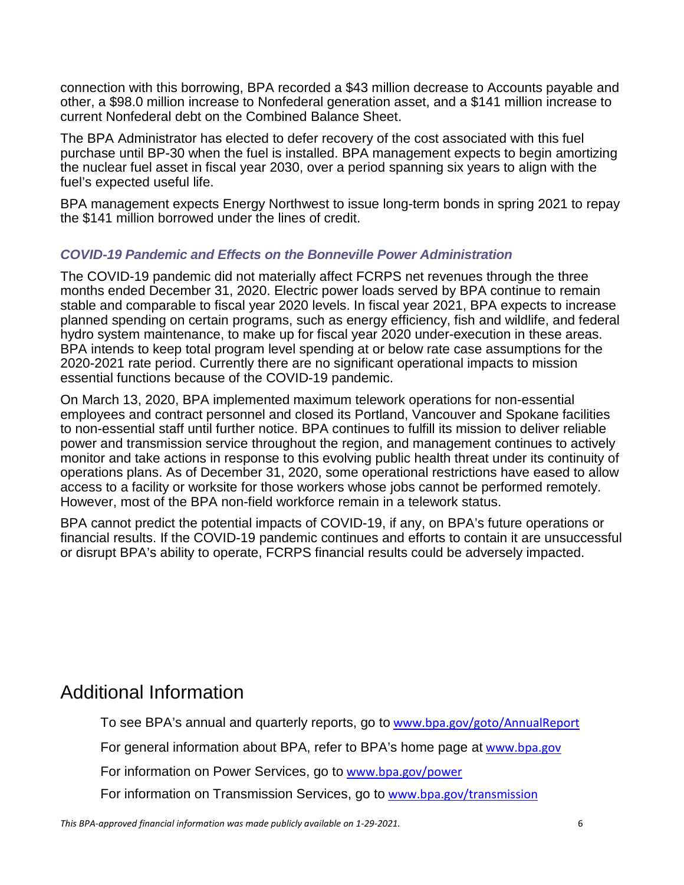connection with this borrowing, BPA recorded a $43 million decrease to Accounts payable and other, a $98.0 million increase to Nonfederal generation asset, and a $141 million increase to current Nonfederal debt on the Combined Balance Sheet.

The BPA Administrator has elected to defer recovery of the cost associated with this fuel purchase until BP-30 when the fuel is installed. BPA management expects to begin amortizing the nuclear fuel asset in fiscal year 2030, over a period spanning six years to align with the fuel's expected useful life.

BPA management expects Energy Northwest to issue long-term bonds in spring 2021 to repay the $141 million borrowed under the lines of credit.

### *COVID-19 Pandemic and Effects on the Bonneville Power Administration*

The COVID-19 pandemic did not materially affect FCRPS net revenues through the three months ended December 31, 2020. Electric power loads served by BPA continue to remain stable and comparable to fiscal year 2020 levels. In fiscal year 2021, BPA expects to increase planned spending on certain programs, such as energy efficiency, fish and wildlife, and federal hydro system maintenance, to make up for fiscal year 2020 under-execution in these areas. BPA intends to keep total program level spending at or below rate case assumptions for the 2020-2021 rate period. Currently there are no significant operational impacts to mission essential functions because of the COVID-19 pandemic.

On March 13, 2020, BPA implemented maximum telework operations for non-essential employees and contract personnel and closed its Portland, Vancouver and Spokane facilities to non-essential staff until further notice. BPA continues to fulfill its mission to deliver reliable power and transmission service throughout the region, and management continues to actively monitor and take actions in response to this evolving public health threat under its continuity of operations plans. As of December 31, 2020, some operational restrictions have eased to allow access to a facility or worksite for those workers whose jobs cannot be performed remotely. However, most of the BPA non-field workforce remain in a telework status.

BPA cannot predict the potential impacts of COVID-19, if any, on BPA's future operations or financial results. If the COVID-19 pandemic continues and efforts to contain it are unsuccessful or disrupt BPA's ability to operate, FCRPS financial results could be adversely impacted.

## Additional Information

To see BPA's annual and quarterly reports, go to www.bpa.gov/goto/AnnualReport

For general information about BPA, refer to BPA's home page at www.bpa.gov

For information on Power Services, go to www.bpa.gov/power

For information on Transmission Services, go to www.bpa.gov/transmission

*This BPA-approved financial information was made publicly available on 1-29-2021.*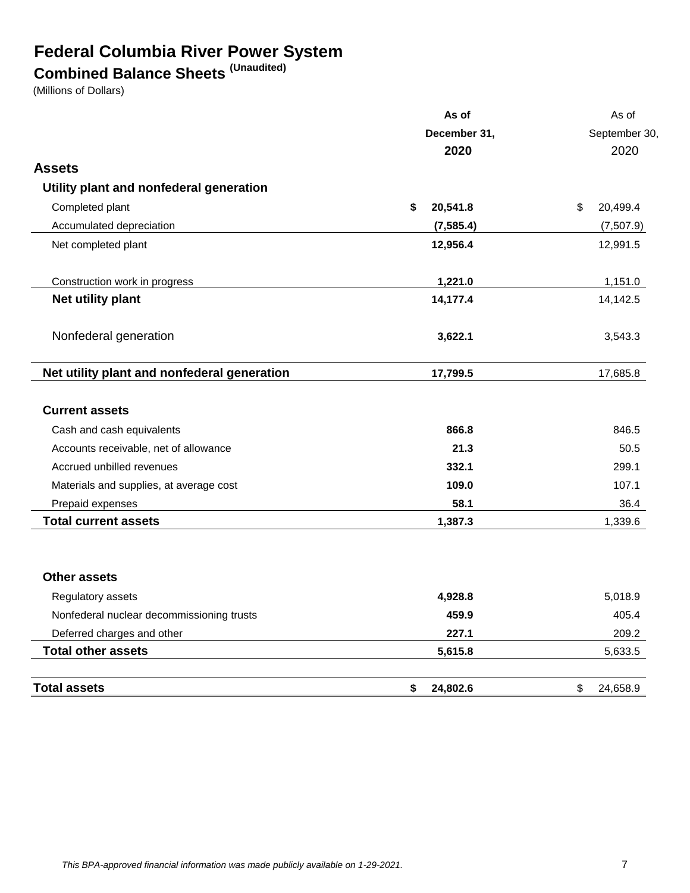# Federal Columbia River Power System

## Combined Balance Sheets (Unaudited)

(Millions of Dollars)

| | As of December 31, 2020 | As of September 30, 2020 |
|---|---|---|
| **Assets** | | |
| **Utility plant and nonfederal generation** | | |
| Completed plant | $ 20,541.8 | $ 20,499.4 |
| Accumulated depreciation | (7,585.4) | (7,507.9) |
| Net completed plant | 12,956.4 | 12,991.5 |
| Construction work in progress | 1,221.0 | 1,151.0 |
| **Net utility plant** | 14,177.4 | 14,142.5 |
| Nonfederal generation | 3,622.1 | 3,543.3 |
| **Net utility plant and nonfederal generation** | 17,799.5 | 17,685.8 |
| **Current assets** | | |
| Cash and cash equivalents | 866.8 | 846.5 |
| Accounts receivable, net of allowance | 21.3 | 50.5 |
| Accrued unbilled revenues | 332.1 | 299.1 |
| Materials and supplies, at average cost | 109.0 | 107.1 |
| Prepaid expenses | 58.1 | 36.4 |
| **Total current assets** | 1,387.3 | 1,339.6 |
| **Other assets** | | |
| Regulatory assets | 4,928.8 | 5,018.9 |
| Nonfederal nuclear decommissioning trusts | 459.9 | 405.4 |
| Deferred charges and other | 227.1 | 209.2 |
| **Total other assets** | 5,615.8 | 5,633.5 |
| **Total assets** | $ 24,802.6 | $ 24,658.9 |

*This BPA-approved financial information was made publicly available on 1-29-2021.*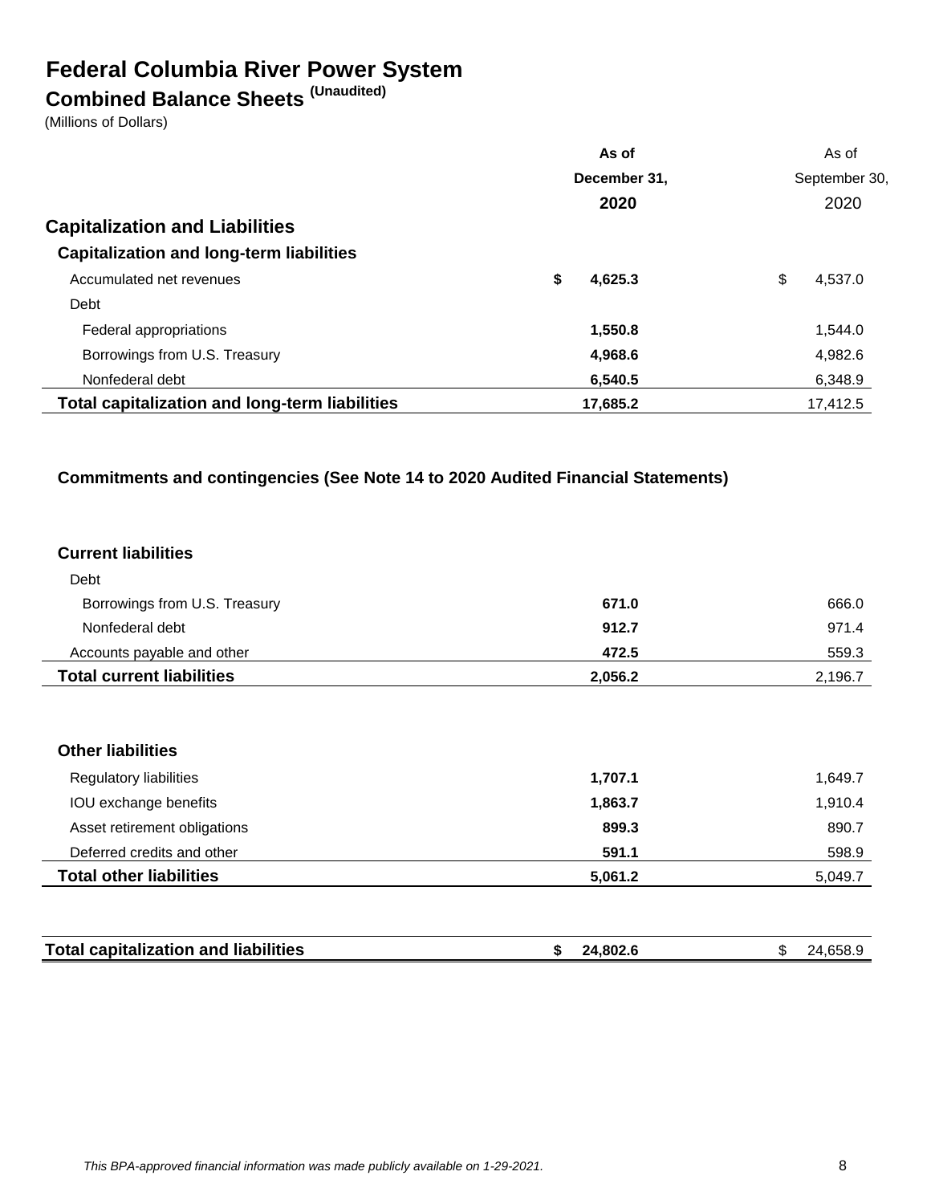# Federal Columbia River Power System

## Combined Balance Sheets (Unaudited)

(Millions of Dollars)

| | As of December 31, 2020 | As of September 30, 2020 |
|---|---|---|
| **Capitalization and Liabilities** | | |
| **Capitalization and long-term liabilities** | | |
| Accumulated net revenues | $ 4,625.3 | $ 4,537.0 |
| Debt | | |
| Federal appropriations | 1,550.8 | 1,544.0 |
| Borrowings from U.S. Treasury | 4,968.6 | 4,982.6 |
| Nonfederal debt | 6,540.5 | 6,348.9 |
| **Total capitalization and long-term liabilities** | 17,685.2 | 17,412.5 |
| | | |
| **Commitments and contingencies (See Note 14 to 2020 Audited Financial Statements)** | | |
| | | |
| **Current liabilities** | | |
| Debt | | |
| Borrowings from U.S. Treasury | 671.0 | 666.0 |
| Nonfederal debt | 912.7 | 971.4 |
| Accounts payable and other | 472.5 | 559.3 |
| **Total current liabilities** | 2,056.2 | 2,196.7 |
| | | |
| **Other liabilities** | | |
| Regulatory liabilities | 1,707.1 | 1,649.7 |
| IOU exchange benefits | 1,863.7 | 1,910.4 |
| Asset retirement obligations | 899.3 | 890.7 |
| Deferred credits and other | 591.1 | 598.9 |
| **Total other liabilities** | 5,061.2 | 5,049.7 |
| | | |
| **Total capitalization and liabilities** | $ 24,802.6 | $ 24,658.9 |

*This BPA-approved financial information was made publicly available on 1-29-2021.*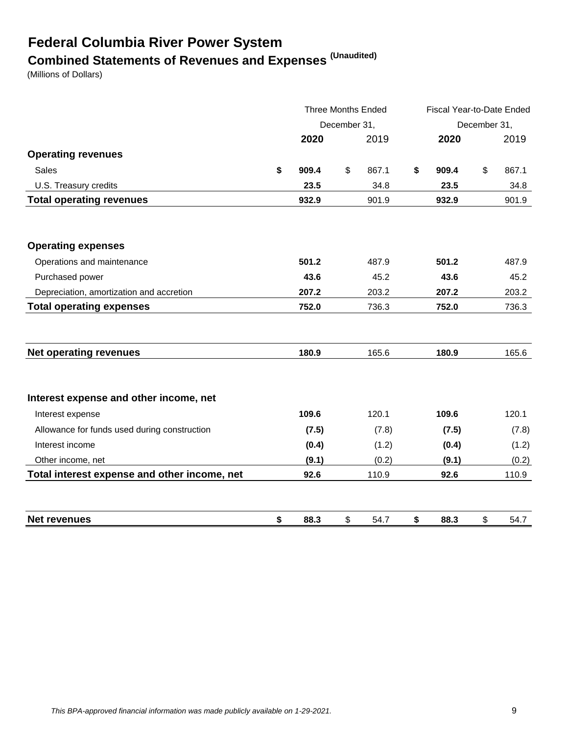# Federal Columbia River Power System

## Combined Statements of Revenues and Expenses (Unaudited)

(Millions of Dollars)

| | Three Months Ended December 31, | | Fiscal Year-to-Date Ended December 31, | |
|---|---|---|---|---|
| | **2020** | 2019 | **2020** | 2019 |
| **Operating revenues** | | | | |
| Sales | **$ 909.4** | $ 867.1 | **$ 909.4** | $ 867.1 |
| U.S. Treasury credits | **23.5** | 34.8 | **23.5** | 34.8 |
| **Total operating revenues** | **932.9** | 901.9 | **932.9** | 901.9 |
| **Operating expenses** | | | | |
| Operations and maintenance | **501.2** | 487.9 | **501.2** | 487.9 |
| Purchased power | **43.6** | 45.2 | **43.6** | 45.2 |
| Depreciation, amortization and accretion | **207.2** | 203.2 | **207.2** | 203.2 |
| **Total operating expenses** | **752.0** | 736.3 | **752.0** | 736.3 |
| **Net operating revenues** | **180.9** | 165.6 | **180.9** | 165.6 |
| **Interest expense and other income, net** | | | | |
| Interest expense | **109.6** | 120.1 | **109.6** | 120.1 |
| Allowance for funds used during construction | **(7.5)** | (7.8) | **(7.5)** | (7.8) |
| Interest income | **(0.4)** | (1.2) | **(0.4)** | (1.2) |
| Other income, net | **(9.1)** | (0.2) | **(9.1)** | (0.2) |
| **Total interest expense and other income, net** | **92.6** | 110.9 | **92.6** | 110.9 |
| **Net revenues** | **$ 88.3** | $ 54.7 | **$ 88.3** | $ 54.7 |

*This BPA-approved financial information was made publicly available on 1-29-2021.*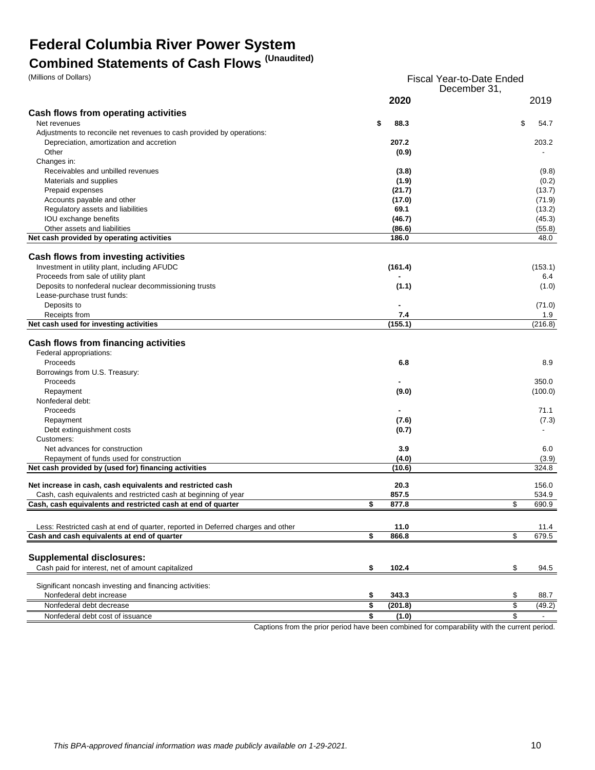# Federal Columbia River Power System

## Combined Statements of Cash Flows (Unaudited)

(Millions of Dollars)

| | Fiscal Year-to-Date Ended December 31, | |
|---|---|---|
| | **2020** | 2019 |
| **Cash flows from operating activities** | | |
| Net revenues | **$ 88.3** | $ 54.7 |
| Adjustments to reconcile net revenues to cash provided by operations: | | |
| Depreciation, amortization and accretion | **207.2** | 203.2 |
| Other | **(0.9)** | - |
| Changes in: | | |
| Receivables and unbilled revenues | **(3.8)** | (9.8) |
| Materials and supplies | **(1.9)** | (0.2) |
| Prepaid expenses | **(21.7)** | (13.7) |
| Accounts payable and other | **(17.0)** | (71.9) |
| Regulatory assets and liabilities | **69.1** | (13.2) |
| IOU exchange benefits | **(46.7)** | (45.3) |
| Other assets and liabilities | **(86.6)** | (55.8) |
| **Net cash provided by operating activities** | **186.0** | 48.0 |
| **Cash flows from investing activities** | | |
| Investment in utility plant, including AFUDC | **(161.4)** | (153.1) |
| Proceeds from sale of utility plant | **-** | 6.4 |
| Deposits to nonfederal nuclear decommissioning trusts | **(1.1)** | (1.0) |
| Lease-purchase trust funds: | | |
| Deposits to | **-** | (71.0) |
| Receipts from | **7.4** | 1.9 |
| **Net cash used for investing activities** | **(155.1)** | (216.8) |
| **Cash flows from financing activities** | | |
| Federal appropriations: | | |
| Proceeds | **6.8** | 8.9 |
| Borrowings from U.S. Treasury: | | |
| Proceeds | **-** | 350.0 |
| Repayment | **(9.0)** | (100.0) |
| Nonfederal debt: | | |
| Proceeds | **-** | 71.1 |
| Repayment | **(7.6)** | (7.3) |
| Debt extinguishment costs | **(0.7)** | - |
| Customers: | | |
| Net advances for construction | **3.9** | 6.0 |
| Repayment of funds used for construction | **(4.0)** | (3.9) |
| **Net cash provided by (used for) financing activities** | **(10.6)** | 324.8 |
| **Net increase in cash, cash equivalents and restricted cash** | **20.3** | 156.0 |
| Cash, cash equivalents and restricted cash at beginning of year | **857.5** | 534.9 |
| **Cash, cash equivalents and restricted cash at end of quarter** | **$ 877.8** | $ 690.9 |
| Less: Restricted cash at end of quarter, reported in Deferred charges and other | **11.0** | 11.4 |
| **Cash and cash equivalents at end of quarter** | **$ 866.8** | $ 679.5 |
| **Supplemental disclosures:** | | |
| Cash paid for interest, net of amount capitalized | **$ 102.4** | $ 94.5 |
| Significant noncash investing and financing activities: | | |
| Nonfederal debt increase | **$ 343.3** | $ 88.7 |
| Nonfederal debt decrease | **$ (201.8)** | $ (49.2) |
| Nonfederal debt cost of issuance | **$ (1.0)** | $ - |

Captions from the prior period have been combined for comparability with the current period.

*This BPA-approved financial information was made publicly available on 1-29-2021.*